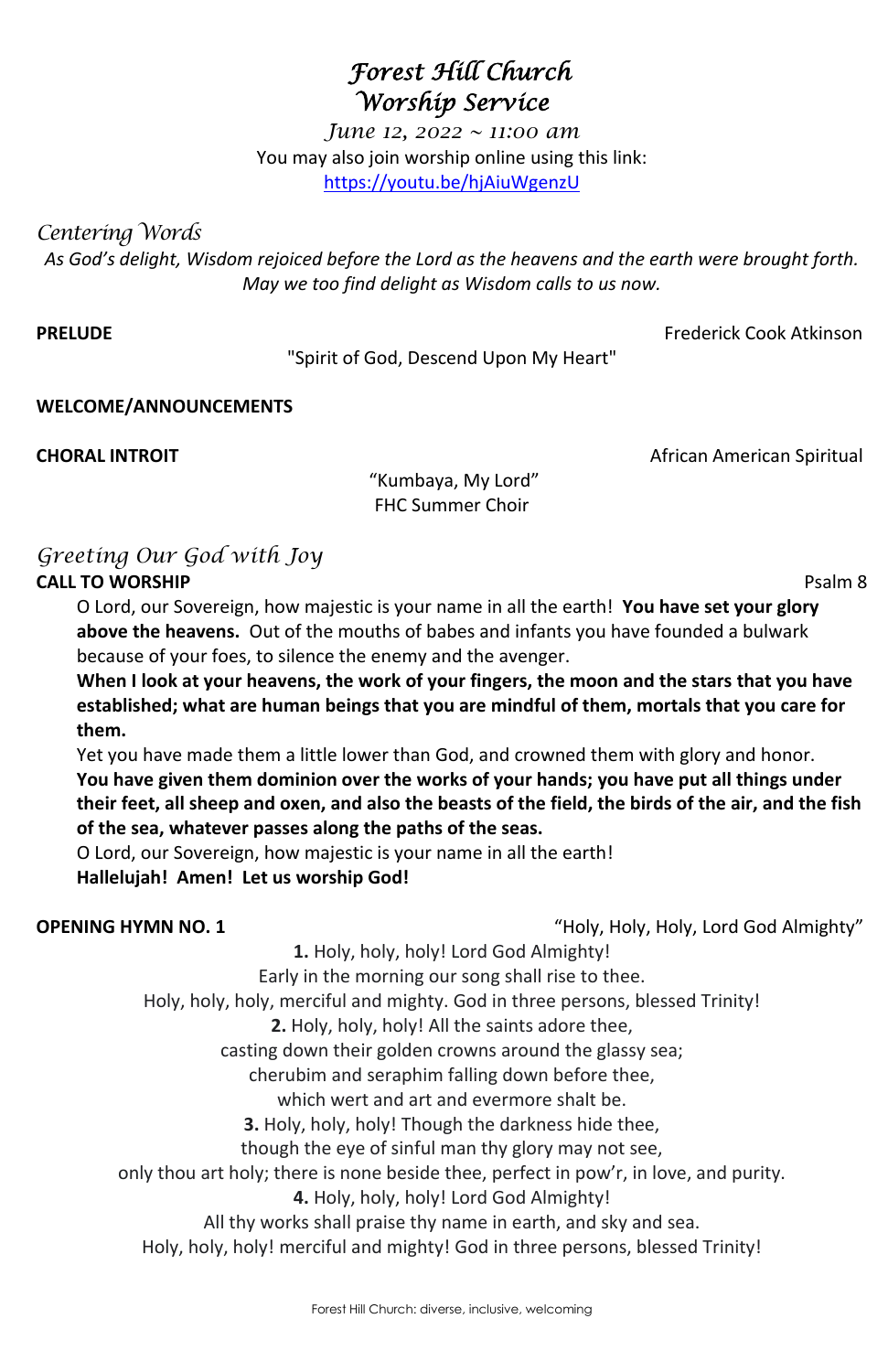# Forest Hill Church
# Worship Service

*June 12, 2022 ~ 11:00 am*

You may also join worship online using this link:
https://youtu.be/hjAiuWgenzU

## *Centering Words*

*As God's delight, Wisdom rejoiced before the Lord as the heavens and the earth were brought forth. May we too find delight as Wisdom calls to us now.*

**PRELUDE** — Frederick Cook Atkinson

"Spirit of God, Descend Upon My Heart"

**WELCOME/ANNOUNCEMENTS**

**CHORAL INTROIT** — African American Spiritual

"Kumbaya, My Lord"
FHC Summer Choir

## *Greeting Our God with Joy*

**CALL TO WORSHIP** — Psalm 8

O Lord, our Sovereign, how majestic is your name in all the earth! **You have set your glory above the heavens.** Out of the mouths of babes and infants you have founded a bulwark because of your foes, to silence the enemy and the avenger.

**When I look at your heavens, the work of your fingers, the moon and the stars that you have established; what are human beings that you are mindful of them, mortals that you care for them.**

Yet you have made them a little lower than God, and crowned them with glory and honor.

**You have given them dominion over the works of your hands; you have put all things under their feet, all sheep and oxen, and also the beasts of the field, the birds of the air, and the fish of the sea, whatever passes along the paths of the seas.**

O Lord, our Sovereign, how majestic is your name in all the earth!

**Hallelujah! Amen! Let us worship God!**

**OPENING HYMN NO. 1** — "Holy, Holy, Holy, Lord God Almighty"

**1.** Holy, holy, holy! Lord God Almighty!
Early in the morning our song shall rise to thee.
Holy, holy, holy, merciful and mighty. God in three persons, blessed Trinity!

**2.** Holy, holy, holy! All the saints adore thee,
casting down their golden crowns around the glassy sea;
cherubim and seraphim falling down before thee,
which wert and art and evermore shalt be.

**3.** Holy, holy, holy! Though the darkness hide thee,
though the eye of sinful man thy glory may not see,
only thou art holy; there is none beside thee, perfect in pow'r, in love, and purity.

**4.** Holy, holy, holy! Lord God Almighty!
All thy works shall praise thy name in earth, and sky and sea.
Holy, holy, holy! merciful and mighty! God in three persons, blessed Trinity!

Forest Hill Church: diverse, inclusive, welcoming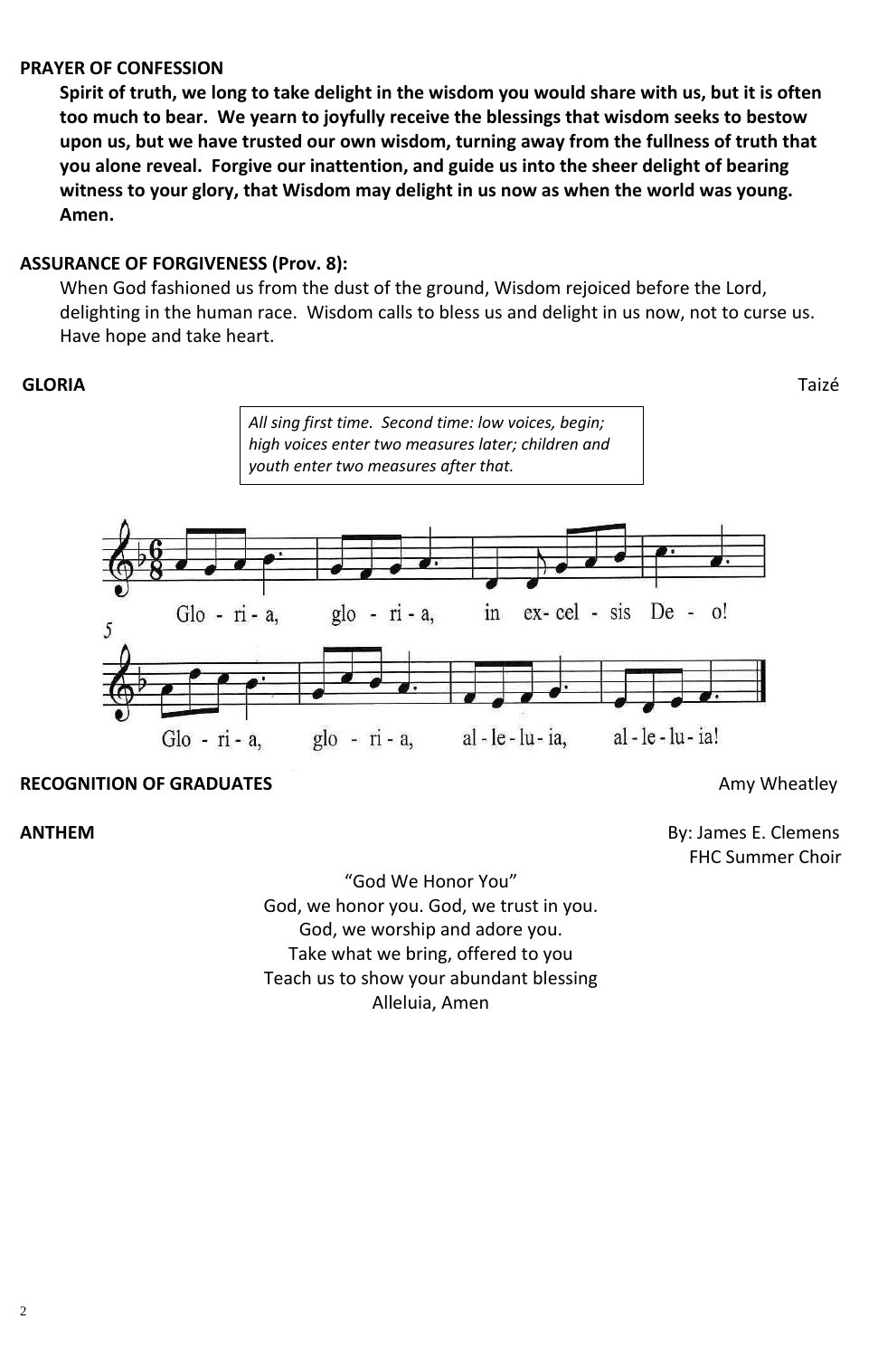**PRAYER OF CONFESSION**

**Spirit of truth, we long to take delight in the wisdom you would share with us, but it is often too much to bear. We yearn to joyfully receive the blessings that wisdom seeks to bestow upon us, but we have trusted our own wisdom, turning away from the fullness of truth that you alone reveal. Forgive our inattention, and guide us into the sheer delight of bearing witness to your glory, that Wisdom may delight in us now as when the world was young. Amen.**

**ASSURANCE OF FORGIVENESS (Prov. 8):**

When God fashioned us from the dust of the ground, Wisdom rejoiced before the Lord, delighting in the human race. Wisdom calls to bless us and delight in us now, not to curse us. Have hope and take heart.

**GLORIA** Taizé

*All sing first time. Second time: low voices, begin; high voices enter two measures later; children and youth enter two measures after that.*

Glo - ri - a, glo - ri - a, in ex- cel - sis De - o!

Glo - ri - a, glo - ri - a, al - le - lu - ia, al - le - lu - ia!

**RECOGNITION OF GRADUATES** Amy Wheatley

**ANTHEM** By: James E. Clemens
FHC Summer Choir

"God We Honor You"
God, we honor you. God, we trust in you.
God, we worship and adore you.
Take what we bring, offered to you
Teach us to show your abundant blessing
Alleluia, Amen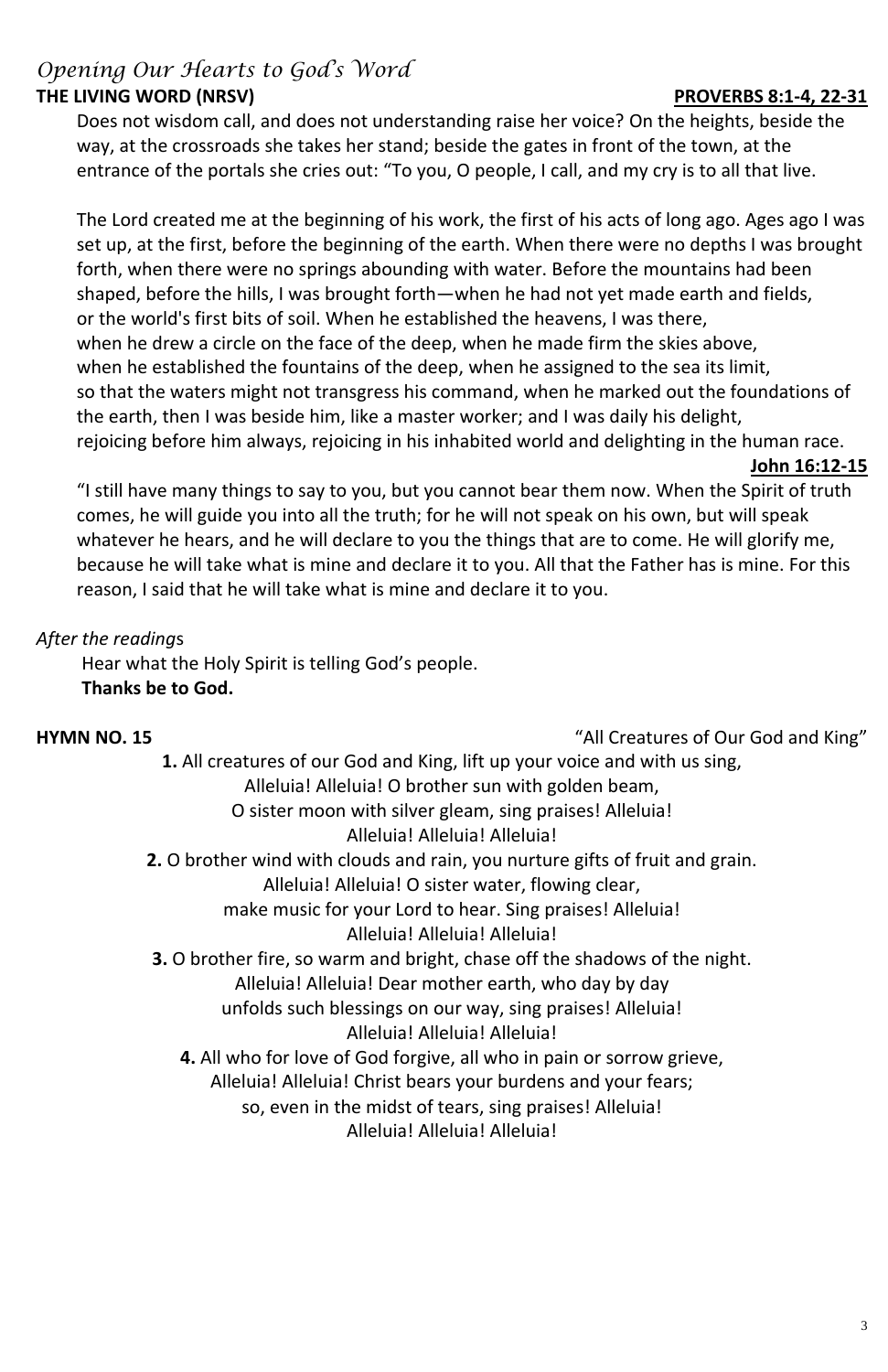## *Opening Our Hearts to God's Word*

**THE LIVING WORD (NRSV)** **PROVERBS 8:1-4, 22-31**

Does not wisdom call, and does not understanding raise her voice? On the heights, beside the way, at the crossroads she takes her stand; beside the gates in front of the town, at the entrance of the portals she cries out: "To you, O people, I call, and my cry is to all that live.

The Lord created me at the beginning of his work, the first of his acts of long ago. Ages ago I was set up, at the first, before the beginning of the earth. When there were no depths I was brought forth, when there were no springs abounding with water. Before the mountains had been shaped, before the hills, I was brought forth—when he had not yet made earth and fields, or the world's first bits of soil. When he established the heavens, I was there, when he drew a circle on the face of the deep, when he made firm the skies above, when he established the fountains of the deep, when he assigned to the sea its limit, so that the waters might not transgress his command, when he marked out the foundations of the earth, then I was beside him, like a master worker; and I was daily his delight, rejoicing before him always, rejoicing in his inhabited world and delighting in the human race.

**John 16:12-15**

"I still have many things to say to you, but you cannot bear them now. When the Spirit of truth comes, he will guide you into all the truth; for he will not speak on his own, but will speak whatever he hears, and he will declare to you the things that are to come. He will glorify me, because he will take what is mine and declare it to you. All that the Father has is mine. For this reason, I said that he will take what is mine and declare it to you.

*After the readings*

Hear what the Holy Spirit is telling God's people.
**Thanks be to God.**

**HYMN NO. 15** "All Creatures of Our God and King"

**1.** All creatures of our God and King, lift up your voice and with us sing,
Alleluia! Alleluia! O brother sun with golden beam,
O sister moon with silver gleam, sing praises! Alleluia!
Alleluia! Alleluia! Alleluia!

**2.** O brother wind with clouds and rain, you nurture gifts of fruit and grain.
Alleluia! Alleluia! O sister water, flowing clear,
make music for your Lord to hear. Sing praises! Alleluia!
Alleluia! Alleluia! Alleluia!

**3.** O brother fire, so warm and bright, chase off the shadows of the night.
Alleluia! Alleluia! Dear mother earth, who day by day
unfolds such blessings on our way, sing praises! Alleluia!
Alleluia! Alleluia! Alleluia!

**4.** All who for love of God forgive, all who in pain or sorrow grieve,
Alleluia! Alleluia! Christ bears your burdens and your fears;
so, even in the midst of tears, sing praises! Alleluia!
Alleluia! Alleluia! Alleluia!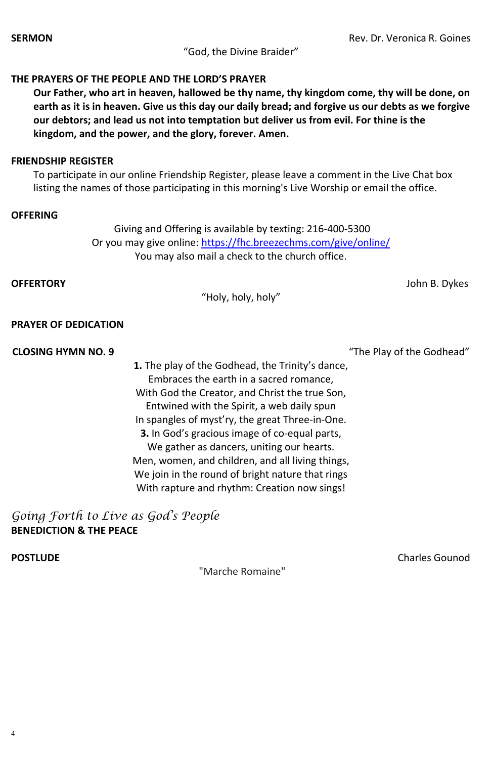**SERMON** Rev. Dr. Veronica R. Goines

"God, the Divine Braider"

**THE PRAYERS OF THE PEOPLE AND THE LORD'S PRAYER**

**Our Father, who art in heaven, hallowed be thy name, thy kingdom come, thy will be done, on earth as it is in heaven. Give us this day our daily bread; and forgive us our debts as we forgive our debtors; and lead us not into temptation but deliver us from evil. For thine is the kingdom, and the power, and the glory, forever. Amen.**

**FRIENDSHIP REGISTER**

To participate in our online Friendship Register, please leave a comment in the Live Chat box listing the names of those participating in this morning's Live Worship or email the office.

**OFFERING**

Giving and Offering is available by texting: 216-400-5300
Or you may give online: https://fhc.breezechms.com/give/online/
You may also mail a check to the church office.

**OFFERTORY** John B. Dykes

"Holy, holy, holy"

**PRAYER OF DEDICATION**

**CLOSING HYMN NO. 9** "The Play of the Godhead"

**1.** The play of the Godhead, the Trinity's dance,
Embraces the earth in a sacred romance,
With God the Creator, and Christ the true Son,
Entwined with the Spirit, a web daily spun
In spangles of myst'ry, the great Three-in-One.

**3.** In God's gracious image of co-equal parts,
We gather as dancers, uniting our hearts.
Men, women, and children, and all living things,
We join in the round of bright nature that rings
With rapture and rhythm: Creation now sings!

*Going Forth to Live as God's People*

**BENEDICTION & THE PEACE**

**POSTLUDE** Charles Gounod

"Marche Romaine"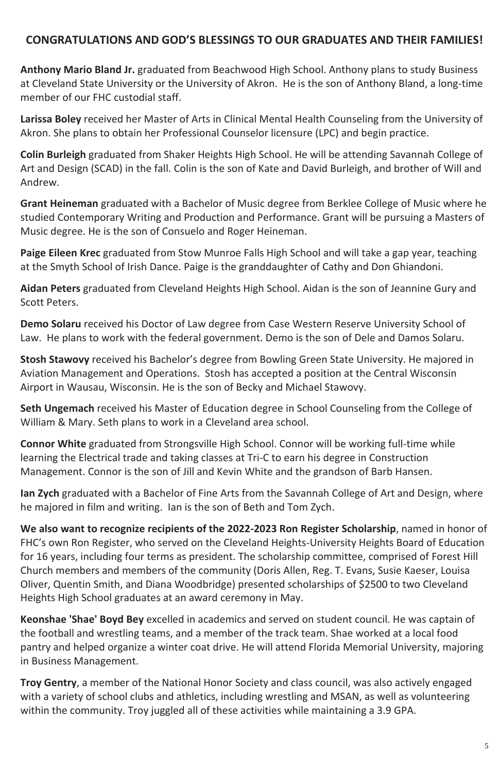## CONGRATULATIONS AND GOD'S BLESSINGS TO OUR GRADUATES AND THEIR FAMILIES!

**Anthony Mario Bland Jr.** graduated from Beachwood High School. Anthony plans to study Business at Cleveland State University or the University of Akron. He is the son of Anthony Bland, a long-time member of our FHC custodial staff.

**Larissa Boley** received her Master of Arts in Clinical Mental Health Counseling from the University of Akron. She plans to obtain her Professional Counselor licensure (LPC) and begin practice.

**Colin Burleigh** graduated from Shaker Heights High School. He will be attending Savannah College of Art and Design (SCAD) in the fall. Colin is the son of Kate and David Burleigh, and brother of Will and Andrew.

**Grant Heineman** graduated with a Bachelor of Music degree from Berklee College of Music where he studied Contemporary Writing and Production and Performance. Grant will be pursuing a Masters of Music degree. He is the son of Consuelo and Roger Heineman.

**Paige Eileen Krec** graduated from Stow Munroe Falls High School and will take a gap year, teaching at the Smyth School of Irish Dance. Paige is the granddaughter of Cathy and Don Ghiandoni.

**Aidan Peters** graduated from Cleveland Heights High School. Aidan is the son of Jeannine Gury and Scott Peters.

**Demo Solaru** received his Doctor of Law degree from Case Western Reserve University School of Law. He plans to work with the federal government. Demo is the son of Dele and Damos Solaru.

**Stosh Stawovy** received his Bachelor's degree from Bowling Green State University. He majored in Aviation Management and Operations. Stosh has accepted a position at the Central Wisconsin Airport in Wausau, Wisconsin. He is the son of Becky and Michael Stawovy.

**Seth Ungemach** received his Master of Education degree in School Counseling from the College of William & Mary. Seth plans to work in a Cleveland area school.

**Connor White** graduated from Strongsville High School. Connor will be working full-time while learning the Electrical trade and taking classes at Tri-C to earn his degree in Construction Management. Connor is the son of Jill and Kevin White and the grandson of Barb Hansen.

**Ian Zych** graduated with a Bachelor of Fine Arts from the Savannah College of Art and Design, where he majored in film and writing. Ian is the son of Beth and Tom Zych.

**We also want to recognize recipients of the 2022-2023 Ron Register Scholarship**, named in honor of FHC's own Ron Register, who served on the Cleveland Heights-University Heights Board of Education for 16 years, including four terms as president. The scholarship committee, comprised of Forest Hill Church members and members of the community (Doris Allen, Reg. T. Evans, Susie Kaeser, Louisa Oliver, Quentin Smith, and Diana Woodbridge) presented scholarships of $2500 to two Cleveland Heights High School graduates at an award ceremony in May.

**Keonshae 'Shae' Boyd Bey** excelled in academics and served on student council. He was captain of the football and wrestling teams, and a member of the track team. Shae worked at a local food pantry and helped organize a winter coat drive. He will attend Florida Memorial University, majoring in Business Management.

**Troy Gentry**, a member of the National Honor Society and class council, was also actively engaged with a variety of school clubs and athletics, including wrestling and MSAN, as well as volunteering within the community. Troy juggled all of these activities while maintaining a 3.9 GPA.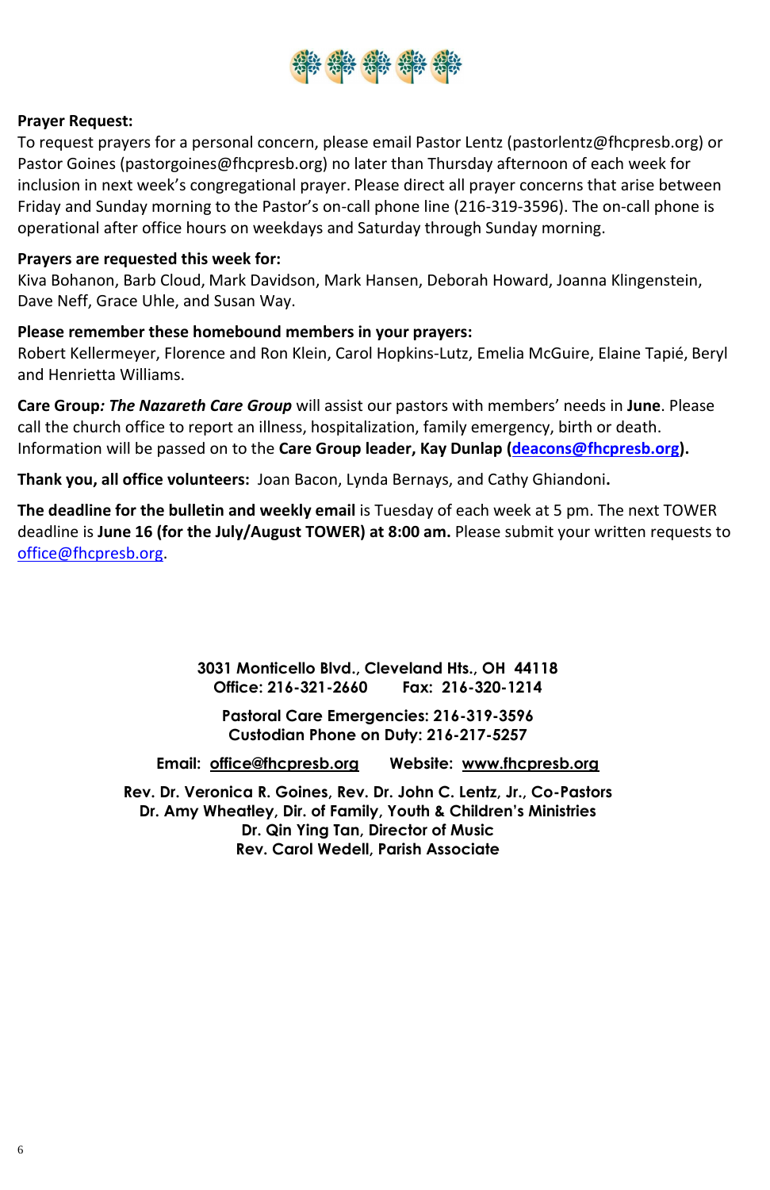**Prayer Request:**
To request prayers for a personal concern, please email Pastor Lentz (pastorlentz@fhcpresb.org) or Pastor Goines (pastorgoines@fhcpresb.org) no later than Thursday afternoon of each week for inclusion in next week's congregational prayer. Please direct all prayer concerns that arise between Friday and Sunday morning to the Pastor's on-call phone line (216-319-3596). The on-call phone is operational after office hours on weekdays and Saturday through Sunday morning.

**Prayers are requested this week for:**
Kiva Bohanon, Barb Cloud, Mark Davidson, Mark Hansen, Deborah Howard, Joanna Klingenstein, Dave Neff, Grace Uhle, and Susan Way.

**Please remember these homebound members in your prayers:**
Robert Kellermeyer, Florence and Ron Klein, Carol Hopkins-Lutz, Emelia McGuire, Elaine Tapié, Beryl and Henrietta Williams.

**Care Group*: The Nazareth Care Group*** will assist our pastors with members' needs in **June**. Please call the church office to report an illness, hospitalization, family emergency, birth or death. Information will be passed on to the **Care Group leader, Kay Dunlap (deacons@fhcpresb.org).**

**Thank you, all office volunteers:** Joan Bacon, Lynda Bernays, and Cathy Ghiandoni**.**

**The deadline for the bulletin and weekly email** is Tuesday of each week at 5 pm. The next TOWER deadline is **June 16 (for the July/August TOWER) at 8:00 am.** Please submit your written requests to office@fhcpresb.org.

**3031 Monticello Blvd., Cleveland Hts., OH 44118**
**Office: 216-321-2660 Fax: 216-320-1214**

**Pastoral Care Emergencies: 216-319-3596**
**Custodian Phone on Duty: 216-217-5257**

**Email: office@fhcpresb.org Website: www.fhcpresb.org**

**Rev. Dr. Veronica R. Goines, Rev. Dr. John C. Lentz, Jr., Co-Pastors**
**Dr. Amy Wheatley, Dir. of Family, Youth & Children's Ministries**
**Dr. Qin Ying Tan, Director of Music**
**Rev. Carol Wedell, Parish Associate**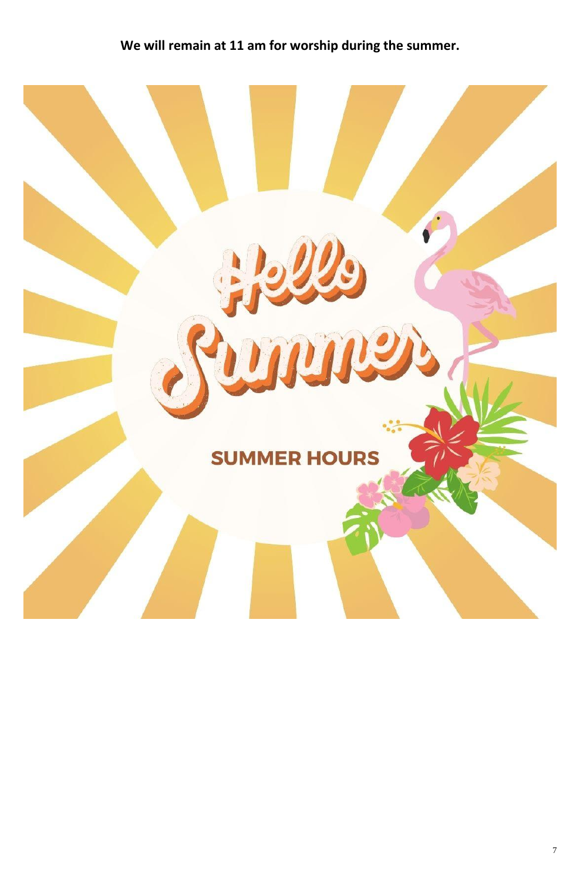**We will remain at 11 am for worship during the summer.**

Hello Summer

SUMMER HOURS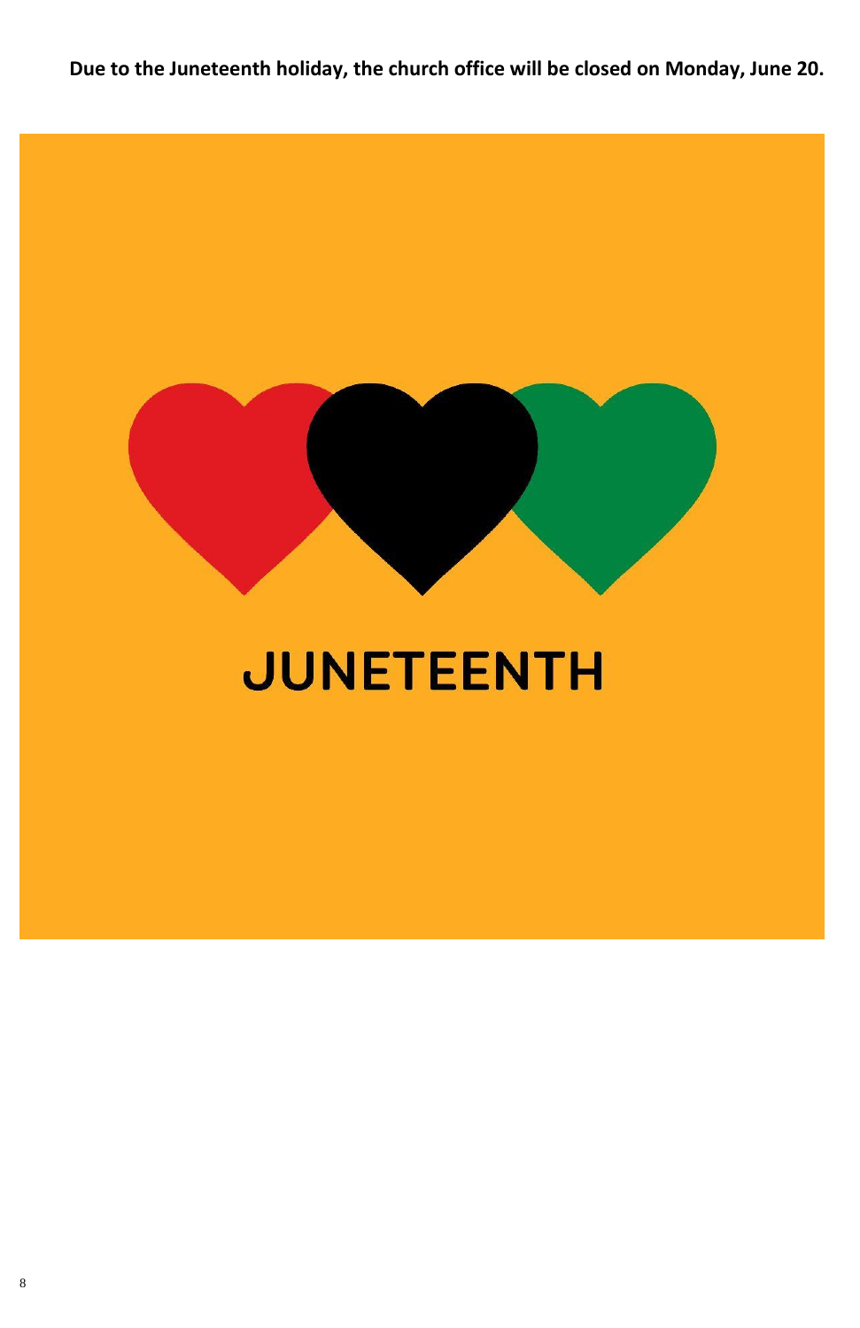**Due to the Juneteenth holiday, the church office will be closed on Monday, June 20.**

JUNETEENTH